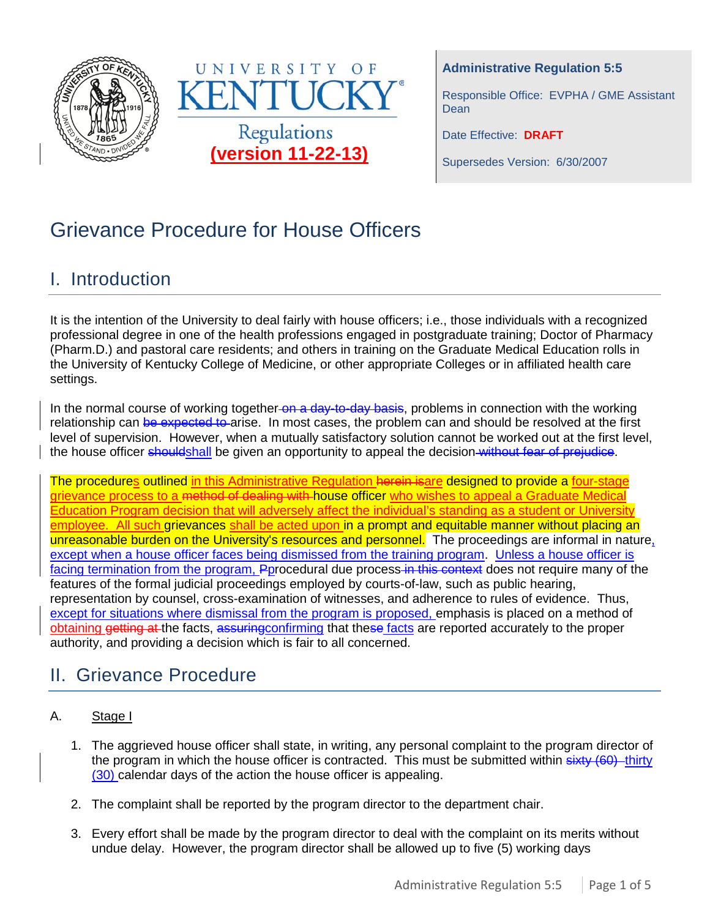**UNIVERSITY OF KENTUCKY**

Regulations

**(version 11-22-13)**

**Administrative Regulation 5:5**

Responsible Office: EVPHA / GME Assistant Dean

Date Effective: **DRAFT**

Supersedes Version: 6/30/2007

# Grievance Procedure for House Officers

## I. Introduction

It is the intention of the University to deal fairly with house officers; i.e., those individuals with a recognized professional degree in one of the health professions engaged in postgraduate training; Doctor of Pharmacy (Pharm.D.) and pastoral care residents; and others in training on the Graduate Medical Education rolls in the University of Kentucky College of Medicine, or other appropriate Colleges or in affiliated health care settings.

In the normal course of working together ~~on a day-to-day basis~~, problems in connection with the working relationship can ~~be expected to~~ arise. In most cases, the problem can and should be resolved at the first level of supervision. However, when a mutually satisfactory solution cannot be worked out at the first level, the house officer ~~should~~shall be given an opportunity to appeal the decision ~~without fear of prejudice~~.

The procedures outlined in this Administrative Regulation ~~herein is~~are designed to provide a four-stage grievance process to a ~~method of dealing with~~ house officer who wishes to appeal a Graduate Medical Education Program decision that will adversely affect the individual's standing as a student or University employee. All such grievances shall be acted upon in a prompt and equitable manner without placing an unreasonable burden on the University's resources and personnel. The proceedings are informal in nature, except when a house officer faces being dismissed from the training program. Unless a house officer is facing termination from the program, ~~P~~procedural due process ~~in this context~~ does not require many of the features of the formal judicial proceedings employed by courts-of-law, such as public hearing, representation by counsel, cross-examination of witnesses, and adherence to rules of evidence. Thus, except for situations where dismissal from the program is proposed, emphasis is placed on a method of obtaining ~~getting at~~ the facts, ~~assuring~~confirming that the~~se~~ facts are reported accurately to the proper authority, and providing a decision which is fair to all concerned.

## II. Grievance Procedure

A. Stage I

1. The aggrieved house officer shall state, in writing, any personal complaint to the program director of the program in which the house officer is contracted. This must be submitted within ~~sixty (60)~~ thirty (30) calendar days of the action the house officer is appealing.
2. The complaint shall be reported by the program director to the department chair.
3. Every effort shall be made by the program director to deal with the complaint on its merits without undue delay. However, the program director shall be allowed up to five (5) working days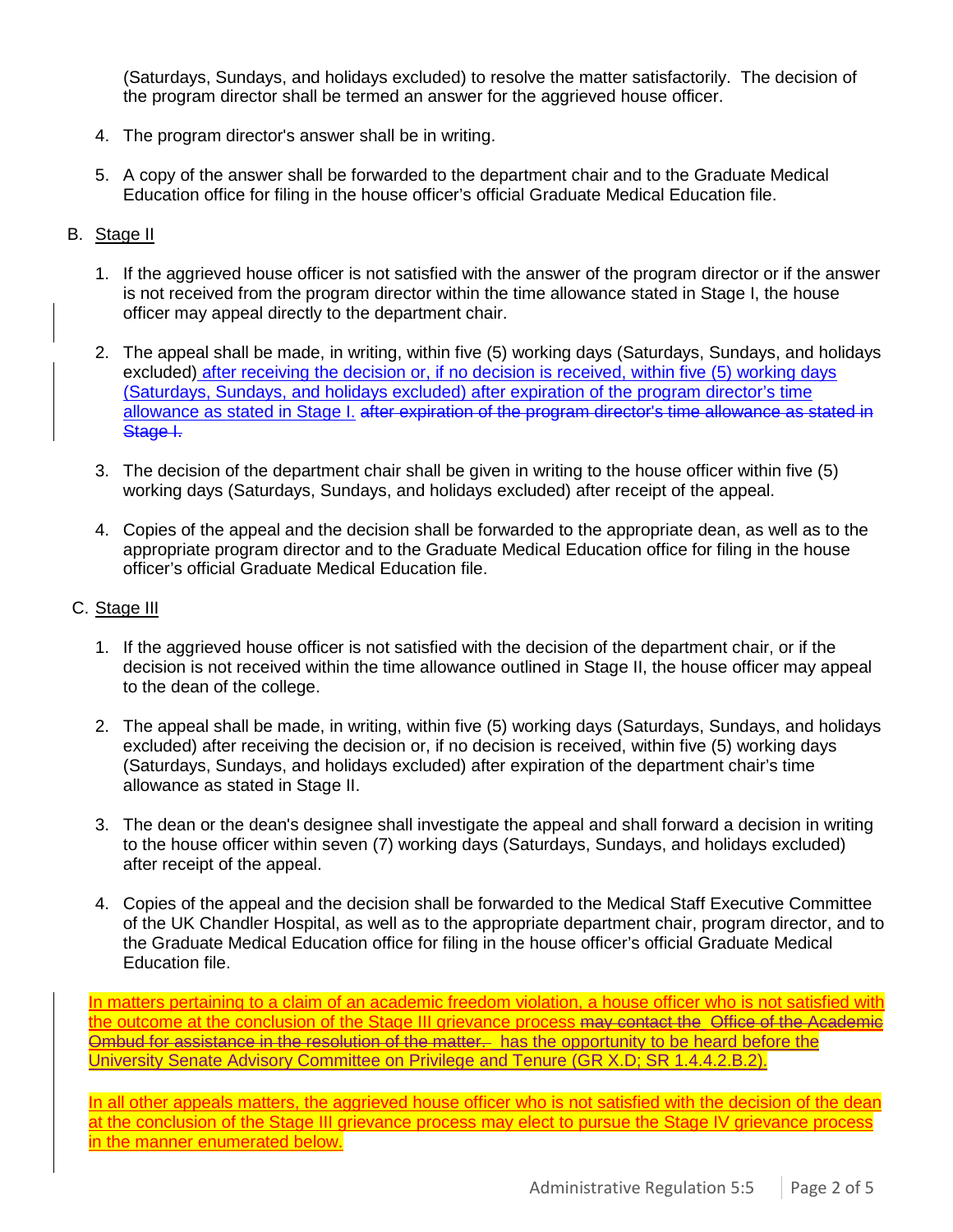(Saturdays, Sundays, and holidays excluded) to resolve the matter satisfactorily. The decision of the program director shall be termed an answer for the aggrieved house officer.

4. The program director's answer shall be in writing.

5. A copy of the answer shall be forwarded to the department chair and to the Graduate Medical Education office for filing in the house officer's official Graduate Medical Education file.

B. Stage II

1. If the aggrieved house officer is not satisfied with the answer of the program director or if the answer is not received from the program director within the time allowance stated in Stage I, the house officer may appeal directly to the department chair.

2. The appeal shall be made, in writing, within five (5) working days (Saturdays, Sundays, and holidays excluded) after receiving the decision or, if no decision is received, within five (5) working days (Saturdays, Sundays, and holidays excluded) after expiration of the program director's time allowance as stated in Stage I. ~~after expiration of the program director's time allowance as stated in Stage I.~~

3. The decision of the department chair shall be given in writing to the house officer within five (5) working days (Saturdays, Sundays, and holidays excluded) after receipt of the appeal.

4. Copies of the appeal and the decision shall be forwarded to the appropriate dean, as well as to the appropriate program director and to the Graduate Medical Education office for filing in the house officer's official Graduate Medical Education file.

C. Stage III

1. If the aggrieved house officer is not satisfied with the decision of the department chair, or if the decision is not received within the time allowance outlined in Stage II, the house officer may appeal to the dean of the college.

2. The appeal shall be made, in writing, within five (5) working days (Saturdays, Sundays, and holidays excluded) after receiving the decision or, if no decision is received, within five (5) working days (Saturdays, Sundays, and holidays excluded) after expiration of the department chair's time allowance as stated in Stage II.

3. The dean or the dean's designee shall investigate the appeal and shall forward a decision in writing to the house officer within seven (7) working days (Saturdays, Sundays, and holidays excluded) after receipt of the appeal.

4. Copies of the appeal and the decision shall be forwarded to the Medical Staff Executive Committee of the UK Chandler Hospital, as well as to the appropriate department chair, program director, and to the Graduate Medical Education office for filing in the house officer's official Graduate Medical Education file.

In matters pertaining to a claim of an academic freedom violation, a house officer who is not satisfied with the outcome at the conclusion of the Stage III grievance process ~~may contact the Office of the Academic Ombud for assistance in the resolution of the matter.~~ has the opportunity to be heard before the University Senate Advisory Committee on Privilege and Tenure (GR X.D; SR 1.4.4.2.B.2).

In all other appeals matters, the aggrieved house officer who is not satisfied with the decision of the dean at the conclusion of the Stage III grievance process may elect to pursue the Stage IV grievance process in the manner enumerated below.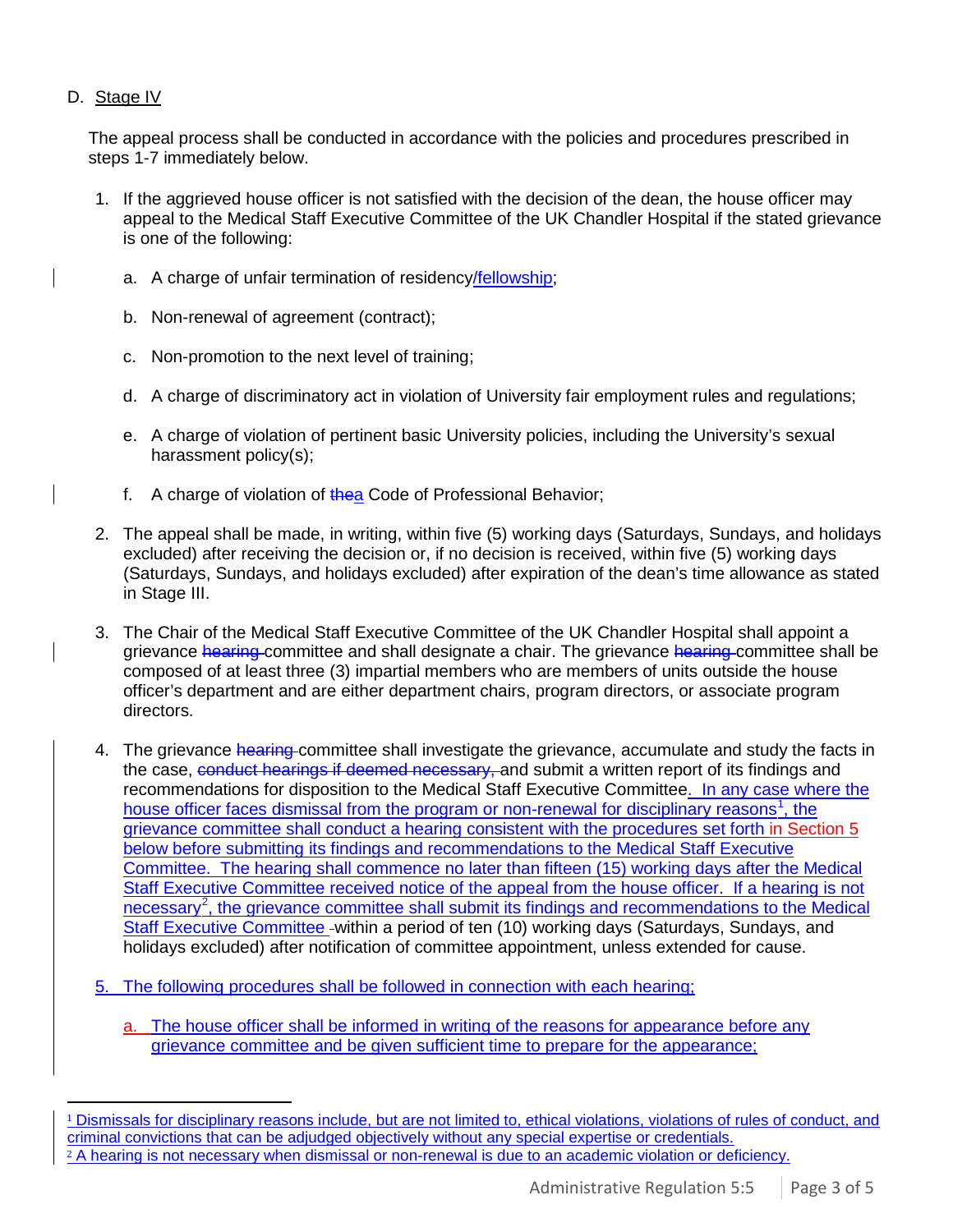D. Stage IV

The appeal process shall be conducted in accordance with the policies and procedures prescribed in steps 1-7 immediately below.

1. If the aggrieved house officer is not satisfied with the decision of the dean, the house officer may appeal to the Medical Staff Executive Committee of the UK Chandler Hospital if the stated grievance is one of the following:

   a. A charge of unfair termination of residency/fellowship;

   b. Non-renewal of agreement (contract);

   c. Non-promotion to the next level of training;

   d. A charge of discriminatory act in violation of University fair employment rules and regulations;

   e. A charge of violation of pertinent basic University policies, including the University's sexual harassment policy(s);

   f. A charge of violation of ~~the~~a Code of Professional Behavior;

2. The appeal shall be made, in writing, within five (5) working days (Saturdays, Sundays, and holidays excluded) after receiving the decision or, if no decision is received, within five (5) working days (Saturdays, Sundays, and holidays excluded) after expiration of the dean's time allowance as stated in Stage III.

3. The Chair of the Medical Staff Executive Committee of the UK Chandler Hospital shall appoint a grievance ~~hearing~~ committee and shall designate a chair. The grievance ~~hearing~~ committee shall be composed of at least three (3) impartial members who are members of units outside the house officer's department and are either department chairs, program directors, or associate program directors.

4. The grievance ~~hearing~~ committee shall investigate the grievance, accumulate and study the facts in the case, ~~conduct hearings if deemed necessary,~~ and submit a written report of its findings and recommendations for disposition to the Medical Staff Executive Committee. In any case where the house officer faces dismissal from the program or non-renewal for disciplinary reasons[1], the grievance committee shall conduct a hearing consistent with the procedures set forth in Section 5 below before submitting its findings and recommendations to the Medical Staff Executive Committee. The hearing shall commence no later than fifteen (15) working days after the Medical Staff Executive Committee received notice of the appeal from the house officer. If a hearing is not necessary[2], the grievance committee shall submit its findings and recommendations to the Medical Staff Executive Committee within a period of ten (10) working days (Saturdays, Sundays, and holidays excluded) after notification of committee appointment, unless extended for cause.

5. The following procedures shall be followed in connection with each hearing;

   a. The house officer shall be informed in writing of the reasons for appearance before any grievance committee and be given sufficient time to prepare for the appearance;

---

[1] Dismissals for disciplinary reasons include, but are not limited to, ethical violations, violations of rules of conduct, and criminal convictions that can be adjudged objectively without any special expertise or credentials.

[2] A hearing is not necessary when dismissal or non-renewal is due to an academic violation or deficiency.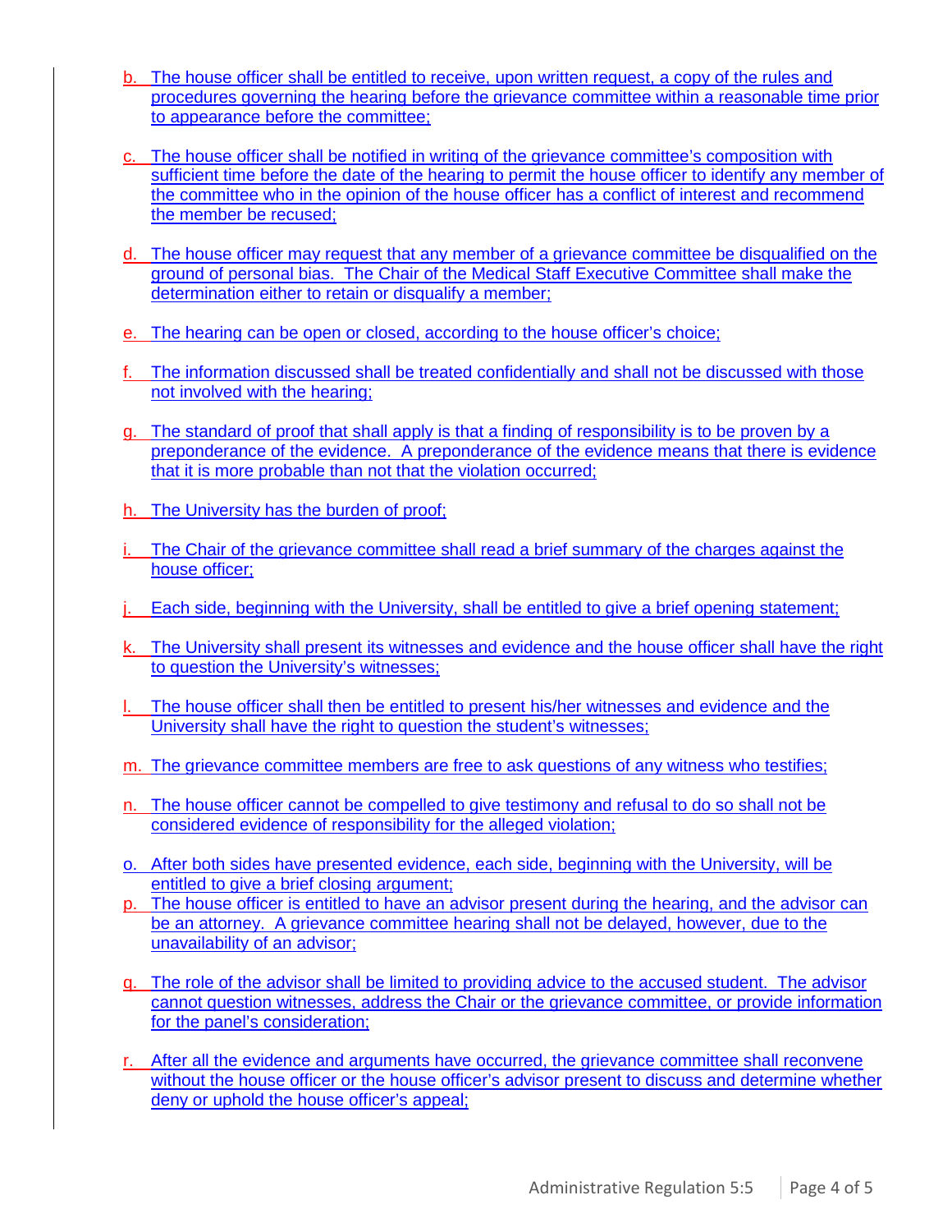b. The house officer shall be entitled to receive, upon written request, a copy of the rules and procedures governing the hearing before the grievance committee within a reasonable time prior to appearance before the committee;

c. The house officer shall be notified in writing of the grievance committee's composition with sufficient time before the date of the hearing to permit the house officer to identify any member of the committee who in the opinion of the house officer has a conflict of interest and recommend the member be recused;

d. The house officer may request that any member of a grievance committee be disqualified on the ground of personal bias. The Chair of the Medical Staff Executive Committee shall make the determination either to retain or disqualify a member;

e. The hearing can be open or closed, according to the house officer's choice;

f. The information discussed shall be treated confidentially and shall not be discussed with those not involved with the hearing;

g. The standard of proof that shall apply is that a finding of responsibility is to be proven by a preponderance of the evidence. A preponderance of the evidence means that there is evidence that it is more probable than not that the violation occurred;

h. The University has the burden of proof;

i. The Chair of the grievance committee shall read a brief summary of the charges against the house officer;

j. Each side, beginning with the University, shall be entitled to give a brief opening statement;

k. The University shall present its witnesses and evidence and the house officer shall have the right to question the University's witnesses;

l. The house officer shall then be entitled to present his/her witnesses and evidence and the University shall have the right to question the student's witnesses;

m. The grievance committee members are free to ask questions of any witness who testifies;

n. The house officer cannot be compelled to give testimony and refusal to do so shall not be considered evidence of responsibility for the alleged violation;

o. After both sides have presented evidence, each side, beginning with the University, will be entitled to give a brief closing argument;

p. The house officer is entitled to have an advisor present during the hearing, and the advisor can be an attorney. A grievance committee hearing shall not be delayed, however, due to the unavailability of an advisor;

q. The role of the advisor shall be limited to providing advice to the accused student. The advisor cannot question witnesses, address the Chair or the grievance committee, or provide information for the panel's consideration;

r. After all the evidence and arguments have occurred, the grievance committee shall reconvene without the house officer or the house officer's advisor present to discuss and determine whether deny or uphold the house officer's appeal;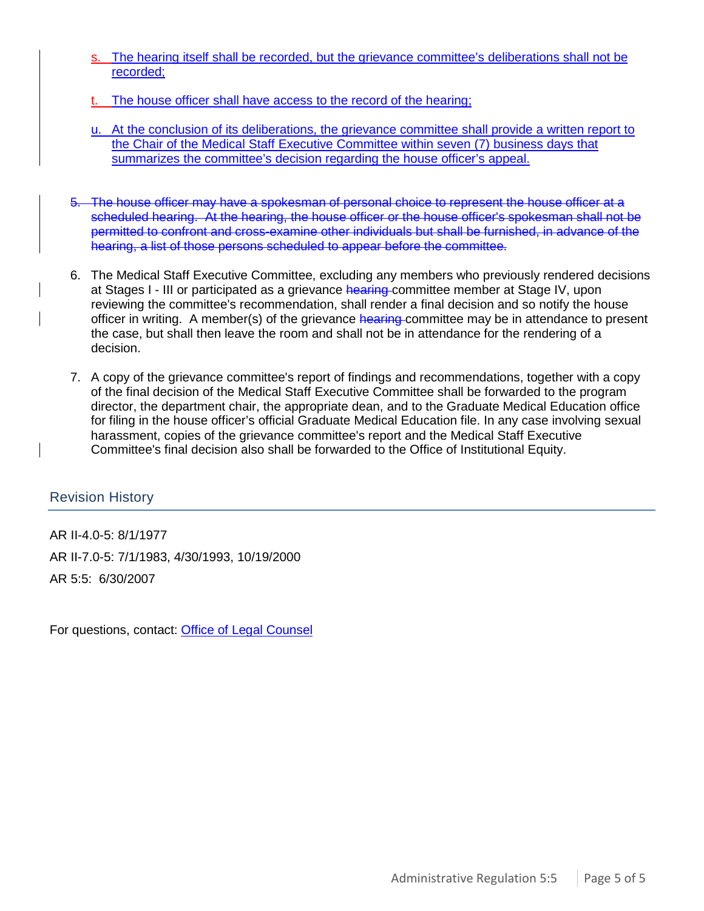s. The hearing itself shall be recorded, but the grievance committee's deliberations shall not be recorded;

t. The house officer shall have access to the record of the hearing;

u. At the conclusion of its deliberations, the grievance committee shall provide a written report to the Chair of the Medical Staff Executive Committee within seven (7) business days that summarizes the committee's decision regarding the house officer's appeal.

5. ~~The house officer may have a spokesman of personal choice to represent the house officer at a scheduled hearing. At the hearing, the house officer or the house officer's spokesman shall not be permitted to confront and cross-examine other individuals but shall be furnished, in advance of the hearing, a list of those persons scheduled to appear before the committee.~~

6. The Medical Staff Executive Committee, excluding any members who previously rendered decisions at Stages I - III or participated as a grievance ~~hearing~~ committee member at Stage IV, upon reviewing the committee's recommendation, shall render a final decision and so notify the house officer in writing. A member(s) of the grievance ~~hearing~~ committee may be in attendance to present the case, but shall then leave the room and shall not be in attendance for the rendering of a decision.

7. A copy of the grievance committee's report of findings and recommendations, together with a copy of the final decision of the Medical Staff Executive Committee shall be forwarded to the program director, the department chair, the appropriate dean, and to the Graduate Medical Education office for filing in the house officer's official Graduate Medical Education file. In any case involving sexual harassment, copies of the grievance committee's report and the Medical Staff Executive Committee's final decision also shall be forwarded to the Office of Institutional Equity.

## Revision History

AR II-4.0-5: 8/1/1977

AR II-7.0-5: 7/1/1983, 4/30/1993, 10/19/2000

AR 5:5: 6/30/2007

For questions, contact: Office of Legal Counsel